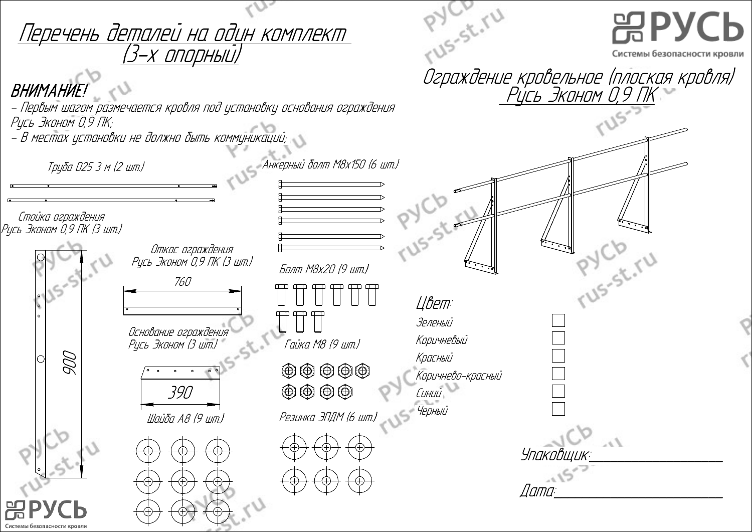# Перечень деталей на один комплект (3-х опорный)

РУСЬ
Системы безопасности кровли

## Ограждение кровельное (плоская кровля) Русь Эконом 0,9 ПК

**ВНИМАНИЕ!**

- Первым шагом размечается кровля под установку основания ограждения Русь Эконом 0,9 ПК;
- В местах установки не должно быть коммуникаций;

Труба D25 3 м (2 шт.)

Анкерный болт М8х150 (6 шт.)

Стойка ограждения Русь Эконом 0,9 ПК (3 шт.)

900

Откос ограждения Русь Эконом 0,9 ПК (3 шт.)

760

Болт М8х20 (9 шт.)

Основание ограждения Русь Эконом (3 шт.)

390

Гайка М8 (9 шт.)

Шайба А8 (9 шт.)

Резинка ЭПДМ (6 шт.)

Цвет:

| Цвет | |
|---|---|
| Зеленый | ☐ |
| Коричневый | ☐ |
| Красный | ☐ |
| Коричнево-красный | ☐ |
| Синий | ☐ |
| Черный | ☐ |

Упаковщик: ____________________

Дата: ____________________

РУСЬ
Системы безопасности кровли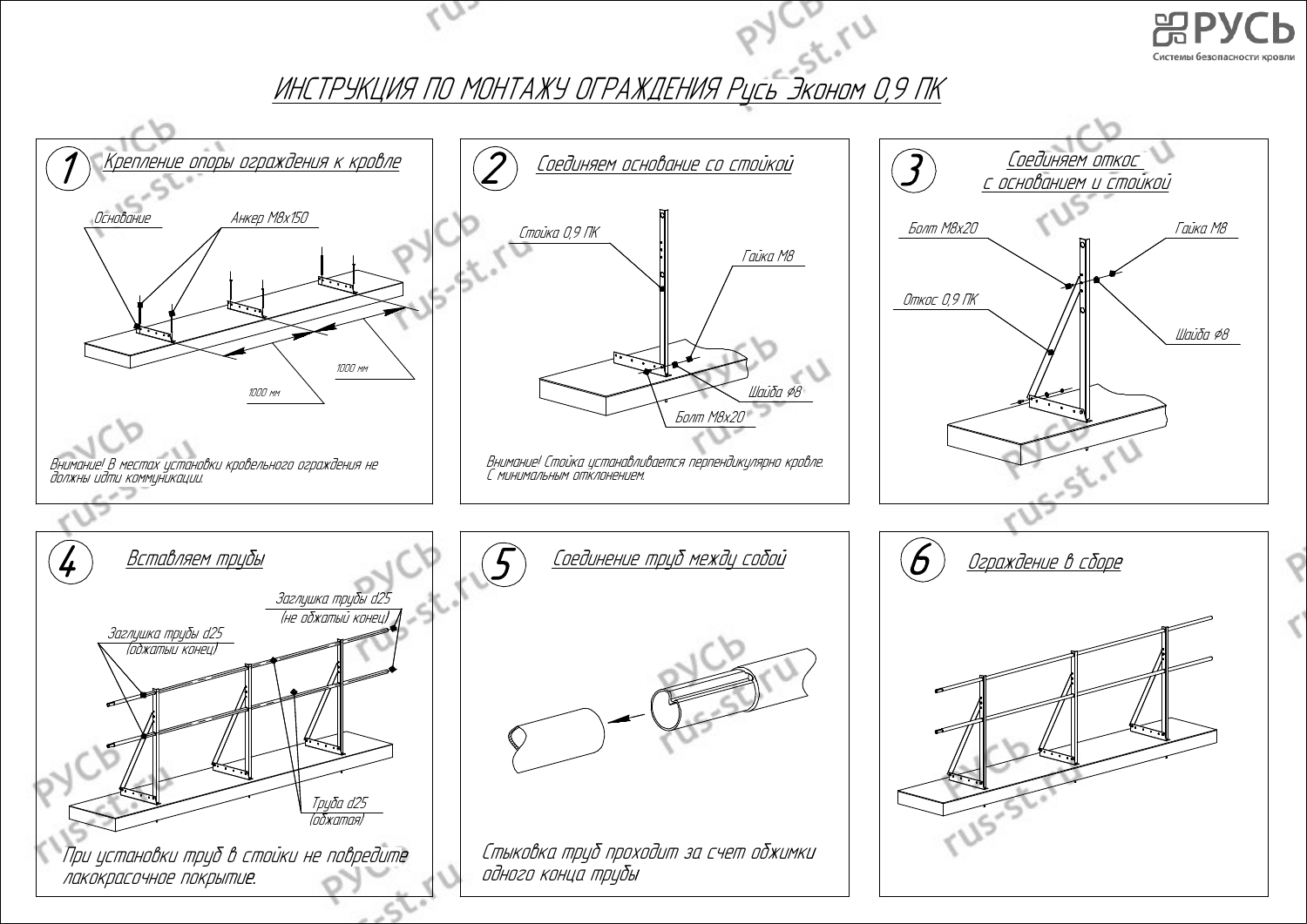РУСЬ
Системы безопасности кровли

# ИНСТРУКЦИЯ ПО МОНТАЖУ ОГРАЖДЕНИЯ Русь Эконом 0,9 ПК

## 1 Крепление опоры ограждения к кровле

Основание

Анкер М8х150

1000 мм

1000 мм

Внимание! В местах установки кровельного ограждения не должны идти коммуникации.

## 2 Соединяем основание со стойкой

Стойка 0,9 ПК

Гайка М8

Шайба Ф8

Болт М8х20

Внимание! Стойка устанавливается перпендикулярно кровле. С минимальным отклонением.

## 3 Соединяем откос с основанием и стойкой

Болт М8х20

Гайка М8

Откос 0,9 ПК

Шайба Ф8

## 4 Вставляем трубы

Заглушка трубы d25 (не обжатый конец)

Заглушка трубы d25 (обжатый конец)

Труба d25 (обжатая)

При установки труб в стойки не повредите лакокрасочное покрытие.

## 5 Соединение труб между собой

Стыковка труб проходит за счет обжимки одного конца трубы

## 6 Ограждение в сборе